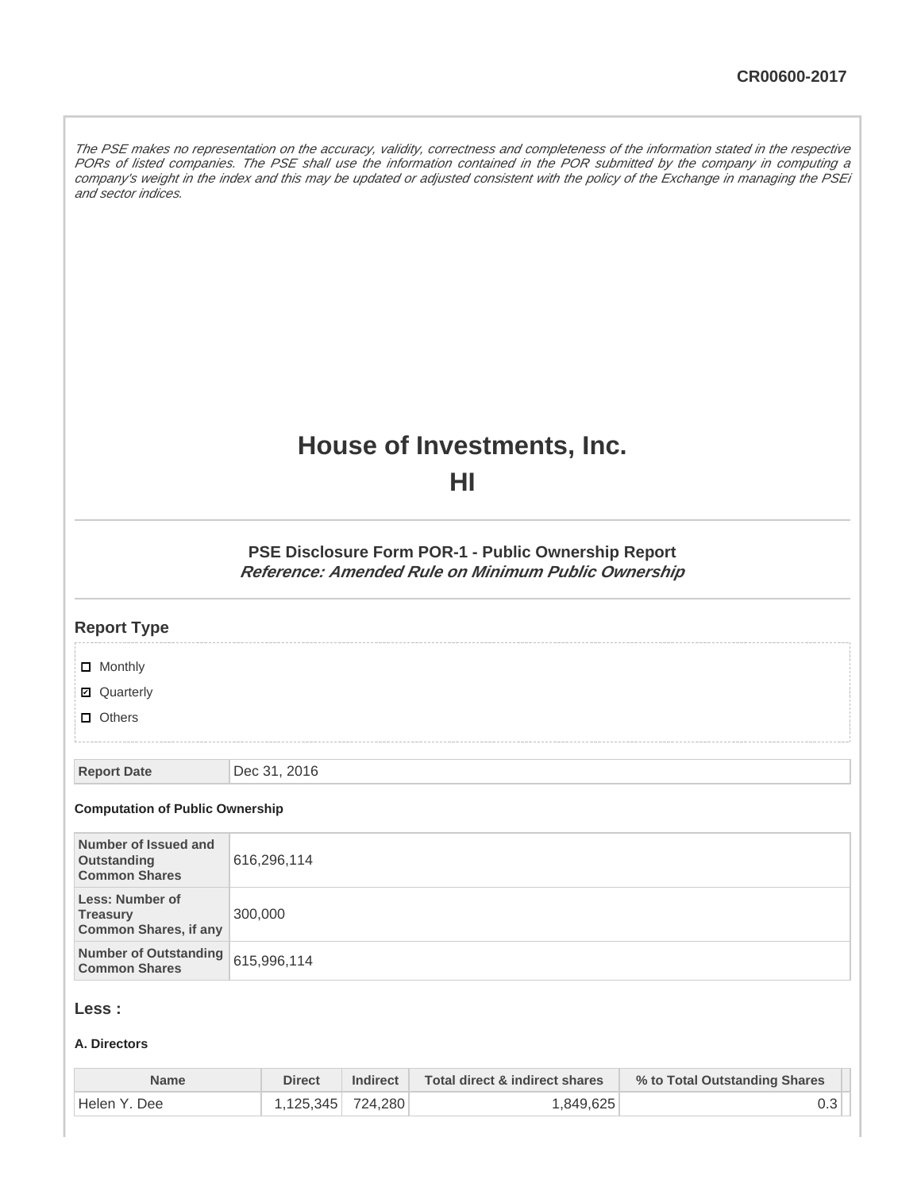CR00600-2017

*The PSE makes no representation on the accuracy, validity, correctness and completeness of the information stated in the respective PORs of listed companies. The PSE shall use the information contained in the POR submitted by the company in computing a company's weight in the index and this may be updated or adjusted consistent with the policy of the Exchange in managing the PSEi and sector indices.*

# House of Investments, Inc.

# HI

### PSE Disclosure Form POR-1 - Public Ownership Report

***Reference: Amended Rule on Minimum Public Ownership***

## Report Type

- ☐ Monthly
- ☑ Quarterly
- ☐ Others

| Report Date | Dec 31, 2016 |
| --- | --- |

#### Computation of Public Ownership

| | |
| --- | --- |
| Number of Issued and Outstanding Common Shares | 616,296,114 |
| Less: Number of Treasury Common Shares, if any | 300,000 |
| Number of Outstanding Common Shares | 615,996,114 |

## Less :

#### A. Directors

| Name | Direct | Indirect | Total direct & indirect shares | % to Total Outstanding Shares |
| --- | --- | --- | --- | --- |
| Helen Y. Dee | 1,125,345 | 724,280 | 1,849,625 | 0.3 |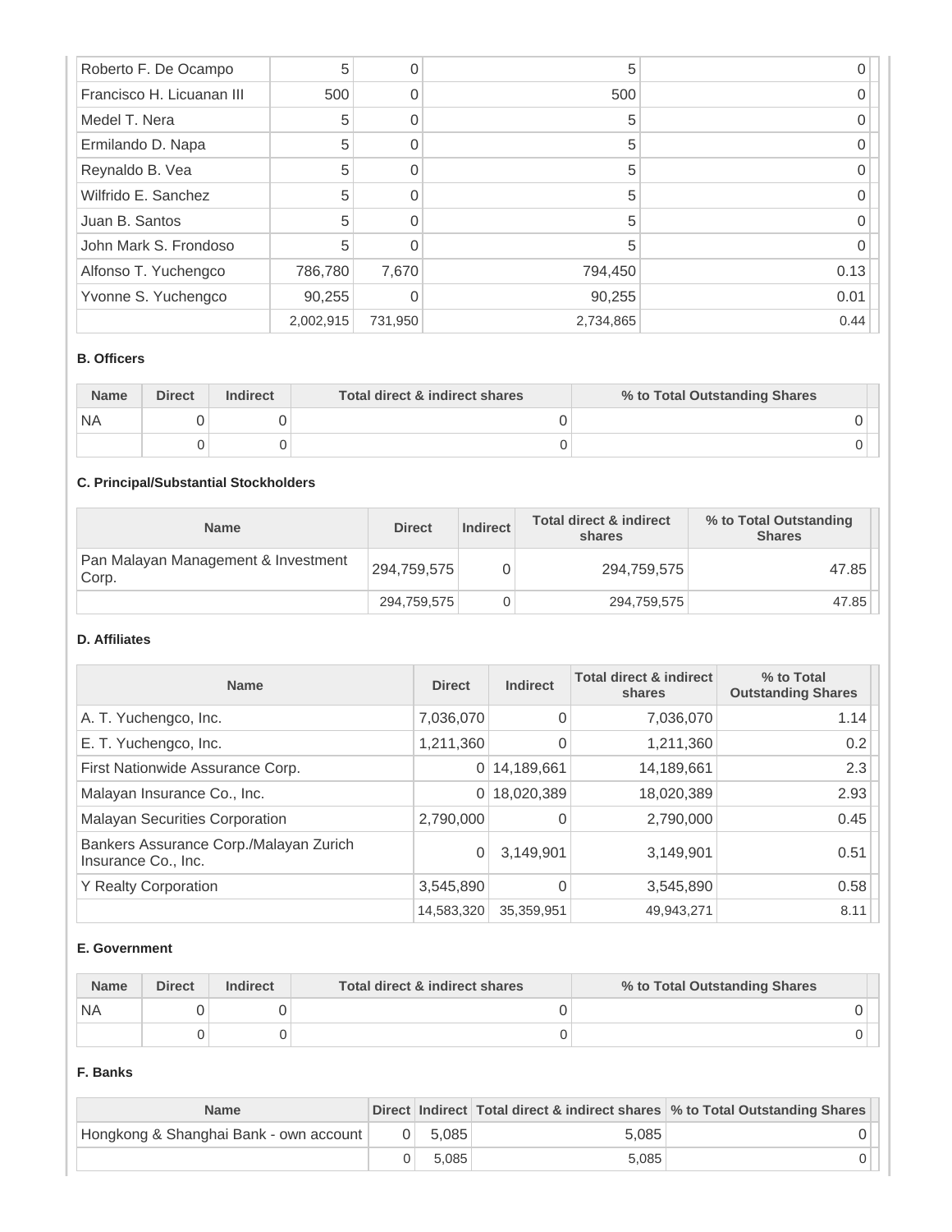| | | | | |
|---|---|---|---|---|
| Roberto F. De Ocampo | 5 | 0 | 5 | 0 |
| Francisco H. Licuanan III | 500 | 0 | 500 | 0 |
| Medel T. Nera | 5 | 0 | 5 | 0 |
| Ermilando D. Napa | 5 | 0 | 5 | 0 |
| Reynaldo B. Vea | 5 | 0 | 5 | 0 |
| Wilfrido E. Sanchez | 5 | 0 | 5 | 0 |
| Juan B. Santos | 5 | 0 | 5 | 0 |
| John Mark S. Frondoso | 5 | 0 | 5 | 0 |
| Alfonso T. Yuchengco | 786,780 | 7,670 | 794,450 | 0.13 |
| Yvonne S. Yuchengco | 90,255 | 0 | 90,255 | 0.01 |
| | 2,002,915 | 731,950 | 2,734,865 | 0.44 |

**B. Officers**

| Name | Direct | Indirect | Total direct & indirect shares | % to Total Outstanding Shares |
|---|---|---|---|---|
| NA | 0 | 0 | 0 | 0 |
| | 0 | 0 | 0 | 0 |

**C. Principal/Substantial Stockholders**

| Name | Direct | Indirect | Total direct & indirect shares | % to Total Outstanding Shares |
|---|---|---|---|---|
| Pan Malayan Management & Investment Corp. | 294,759,575 | 0 | 294,759,575 | 47.85 |
| | 294,759,575 | 0 | 294,759,575 | 47.85 |

**D. Affiliates**

| Name | Direct | Indirect | Total direct & indirect shares | % to Total Outstanding Shares |
|---|---|---|---|---|
| A. T. Yuchengco, Inc. | 7,036,070 | 0 | 7,036,070 | 1.14 |
| E. T. Yuchengco, Inc. | 1,211,360 | 0 | 1,211,360 | 0.2 |
| First Nationwide Assurance Corp. | 0 | 14,189,661 | 14,189,661 | 2.3 |
| Malayan Insurance Co., Inc. | 0 | 18,020,389 | 18,020,389 | 2.93 |
| Malayan Securities Corporation | 2,790,000 | 0 | 2,790,000 | 0.45 |
| Bankers Assurance Corp./Malayan Zurich Insurance Co., Inc. | 0 | 3,149,901 | 3,149,901 | 0.51 |
| Y Realty Corporation | 3,545,890 | 0 | 3,545,890 | 0.58 |
| | 14,583,320 | 35,359,951 | 49,943,271 | 8.11 |

**E. Government**

| Name | Direct | Indirect | Total direct & indirect shares | % to Total Outstanding Shares |
|---|---|---|---|---|
| NA | 0 | 0 | 0 | 0 |
| | 0 | 0 | 0 | 0 |

**F. Banks**

| Name | Direct | Indirect | Total direct & indirect shares | % to Total Outstanding Shares |
|---|---|---|---|---|
| Hongkong & Shanghai Bank - own account | 0 | 5,085 | 5,085 | 0 |
| | 0 | 5,085 | 5,085 | 0 |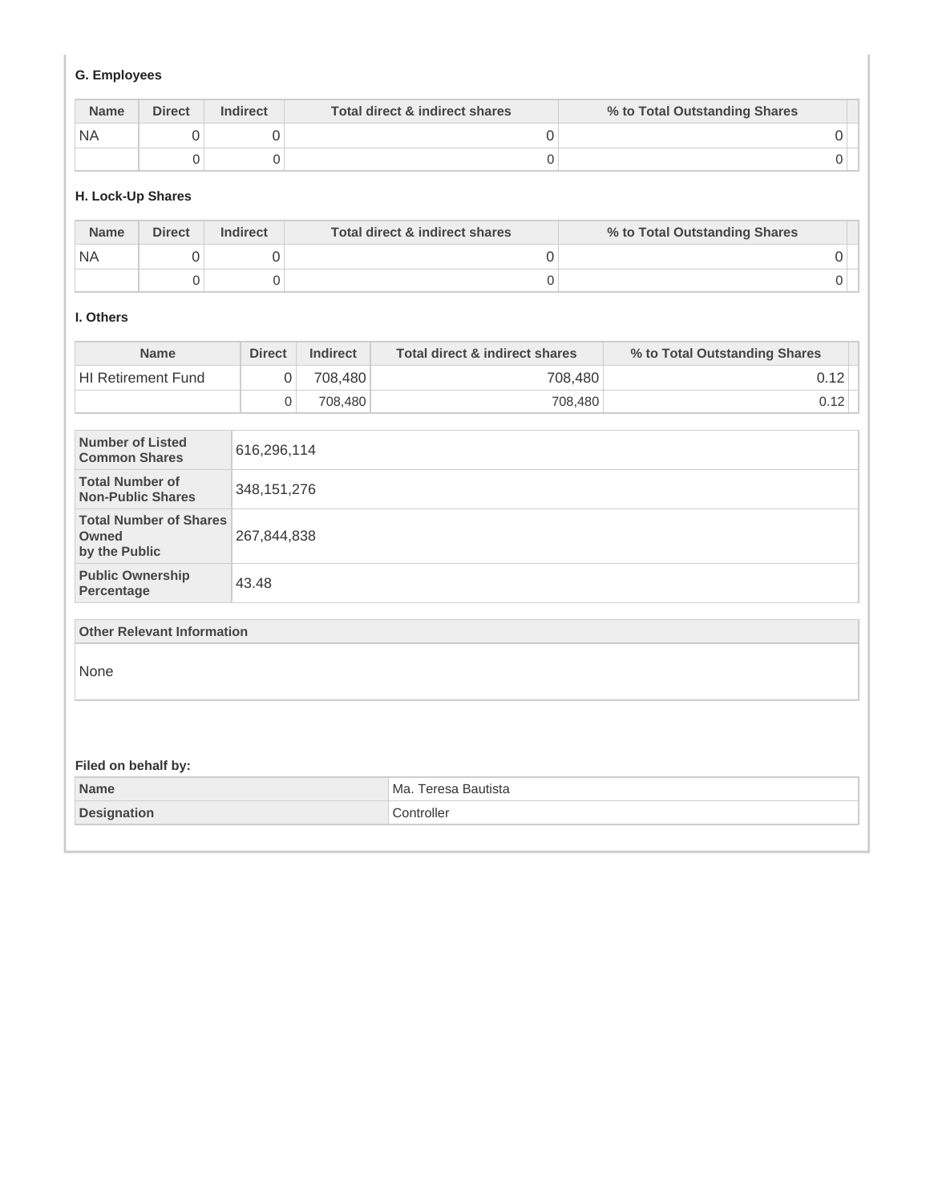### G. Employees

| Name | Direct | Indirect | Total direct & indirect shares | % to Total Outstanding Shares |
|---|---|---|---|---|
| NA | 0 | 0 | 0 | 0 |
| | 0 | 0 | 0 | 0 |

### H. Lock-Up Shares

| Name | Direct | Indirect | Total direct & indirect shares | % to Total Outstanding Shares |
|---|---|---|---|---|
| NA | 0 | 0 | 0 | 0 |
| | 0 | 0 | 0 | 0 |

### I. Others

| Name | Direct | Indirect | Total direct & indirect shares | % to Total Outstanding Shares |
|---|---|---|---|---|
| HI Retirement Fund | 0 | 708,480 | 708,480 | 0.12 |
| | 0 | 708,480 | 708,480 | 0.12 |

| | |
|---|---|
| **Number of Listed Common Shares** | 616,296,114 |
| **Total Number of Non-Public Shares** | 348,151,276 |
| **Total Number of Shares Owned by the Public** | 267,844,838 |
| **Public Ownership Percentage** | 43.48 |

**Other Relevant Information**

None

**Filed on behalf by:**

| | |
|---|---|
| **Name** | Ma. Teresa Bautista |
| **Designation** | Controller |